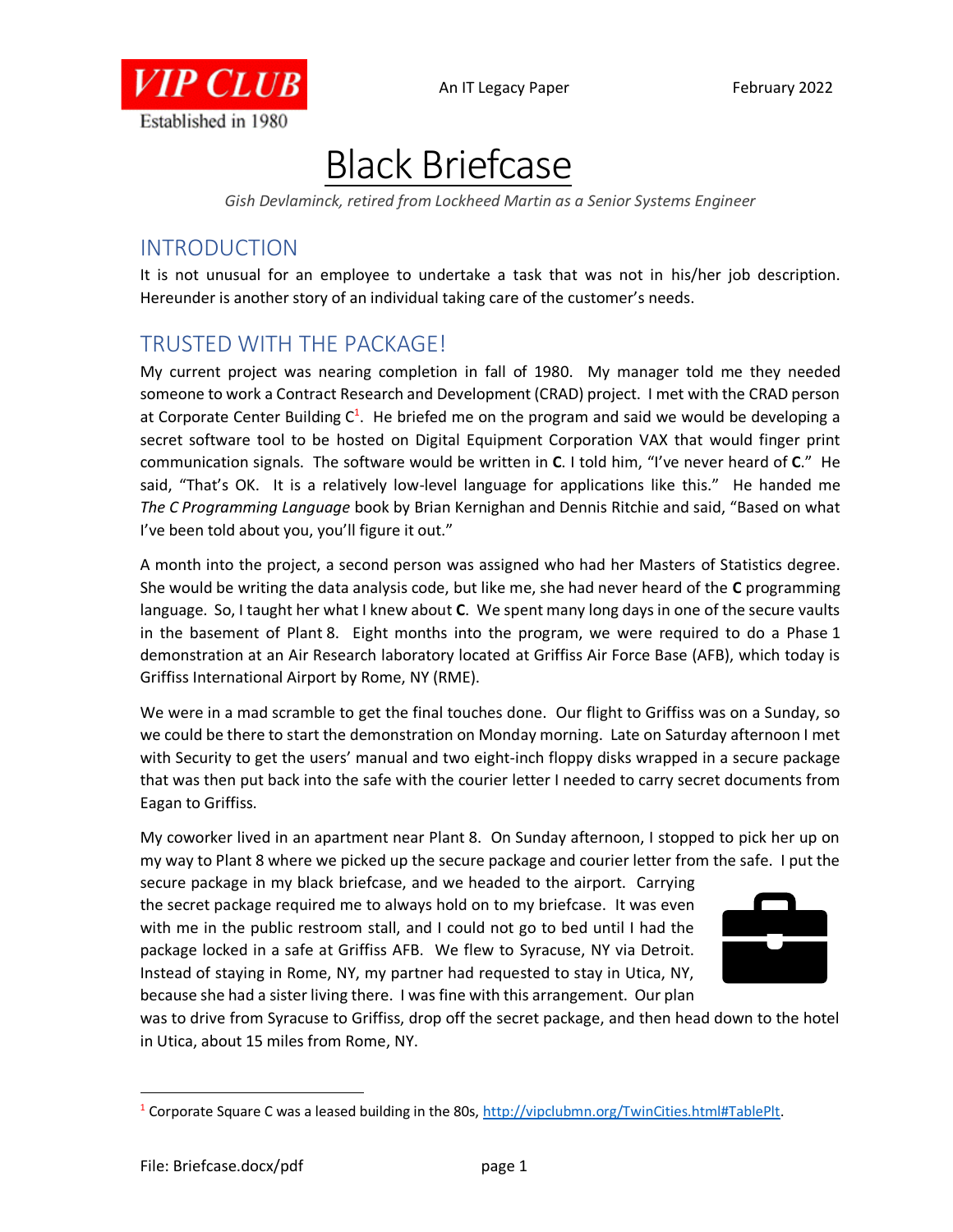VIP CLUB
Established in 1980

An IT Legacy Paper — February 2022

# Black Briefcase

*Gish Devlaminck, retired from Lockheed Martin as a Senior Systems Engineer*

## INTRODUCTION

It is not unusual for an employee to undertake a task that was not in his/her job description. Hereunder is another story of an individual taking care of the customer's needs.

## TRUSTED WITH THE PACKAGE!

My current project was nearing completion in fall of 1980. My manager told me they needed someone to work a Contract Research and Development (CRAD) project. I met with the CRAD person at Corporate Center Building C[1]. He briefed me on the program and said we would be developing a secret software tool to be hosted on Digital Equipment Corporation VAX that would finger print communication signals. The software would be written in **C**. I told him, "I've never heard of **C**." He said, "That's OK. It is a relatively low-level language for applications like this." He handed me *The C Programming Language* book by Brian Kernighan and Dennis Ritchie and said, "Based on what I've been told about you, you'll figure it out."

A month into the project, a second person was assigned who had her Masters of Statistics degree. She would be writing the data analysis code, but like me, she had never heard of the **C** programming language. So, I taught her what I knew about **C**. We spent many long days in one of the secure vaults in the basement of Plant 8. Eight months into the program, we were required to do a Phase 1 demonstration at an Air Research laboratory located at Griffiss Air Force Base (AFB), which today is Griffiss International Airport by Rome, NY (RME).

We were in a mad scramble to get the final touches done. Our flight to Griffiss was on a Sunday, so we could be there to start the demonstration on Monday morning. Late on Saturday afternoon I met with Security to get the users' manual and two eight-inch floppy disks wrapped in a secure package that was then put back into the safe with the courier letter I needed to carry secret documents from Eagan to Griffiss.

My coworker lived in an apartment near Plant 8. On Sunday afternoon, I stopped to pick her up on my way to Plant 8 where we picked up the secure package and courier letter from the safe. I put the secure package in my black briefcase, and we headed to the airport. Carrying the secret package required me to always hold on to my briefcase. It was even with me in the public restroom stall, and I could not go to bed until I had the package locked in a safe at Griffiss AFB. We flew to Syracuse, NY via Detroit. Instead of staying in Rome, NY, my partner had requested to stay in Utica, NY, because she had a sister living there. I was fine with this arrangement. Our plan was to drive from Syracuse to Griffiss, drop off the secret package, and then head down to the hotel in Utica, about 15 miles from Rome, NY.

[1] Corporate Square C was a leased building in the 80s, http://vipclubmn.org/TwinCities.html#TablePlt.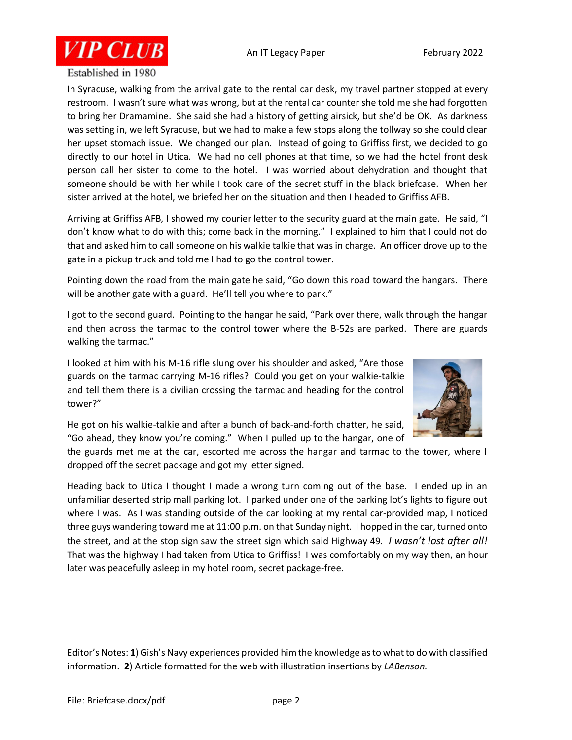In Syracuse, walking from the arrival gate to the rental car desk, my travel partner stopped at every restroom. I wasn't sure what was wrong, but at the rental car counter she told me she had forgotten to bring her Dramamine. She said she had a history of getting airsick, but she'd be OK. As darkness was setting in, we left Syracuse, but we had to make a few stops along the tollway so she could clear her upset stomach issue. We changed our plan. Instead of going to Griffiss first, we decided to go directly to our hotel in Utica. We had no cell phones at that time, so we had the hotel front desk person call her sister to come to the hotel. I was worried about dehydration and thought that someone should be with her while I took care of the secret stuff in the black briefcase. When her sister arrived at the hotel, we briefed her on the situation and then I headed to Griffiss AFB.

Arriving at Griffiss AFB, I showed my courier letter to the security guard at the main gate. He said, "I don't know what to do with this; come back in the morning." I explained to him that I could not do that and asked him to call someone on his walkie talkie that was in charge. An officer drove up to the gate in a pickup truck and told me I had to go the control tower.

Pointing down the road from the main gate he said, "Go down this road toward the hangars. There will be another gate with a guard. He'll tell you where to park."

I got to the second guard. Pointing to the hangar he said, "Park over there, walk through the hangar and then across the tarmac to the control tower where the B-52s are parked. There are guards walking the tarmac."

I looked at him with his M-16 rifle slung over his shoulder and asked, "Are those guards on the tarmac carrying M-16 rifles? Could you get on your walkie-talkie and tell them there is a civilian crossing the tarmac and heading for the control tower?"

He got on his walkie-talkie and after a bunch of back-and-forth chatter, he said, "Go ahead, they know you're coming." When I pulled up to the hangar, one of the guards met me at the car, escorted me across the hangar and tarmac to the tower, where I dropped off the secret package and got my letter signed.

Heading back to Utica I thought I made a wrong turn coming out of the base. I ended up in an unfamiliar deserted strip mall parking lot. I parked under one of the parking lot's lights to figure out where I was. As I was standing outside of the car looking at my rental car-provided map, I noticed three guys wandering toward me at 11:00 p.m. on that Sunday night. I hopped in the car, turned onto the street, and at the stop sign saw the street sign which said Highway 49. *I wasn't lost after all!* That was the highway I had taken from Utica to Griffiss! I was comfortably on my way then, an hour later was peacefully asleep in my hotel room, secret package-free.

Editor's Notes: **1**) Gish's Navy experiences provided him the knowledge as to what to do with classified information. **2**) Article formatted for the web with illustration insertions by *LABenson.*

File: Briefcase.docx/pdf